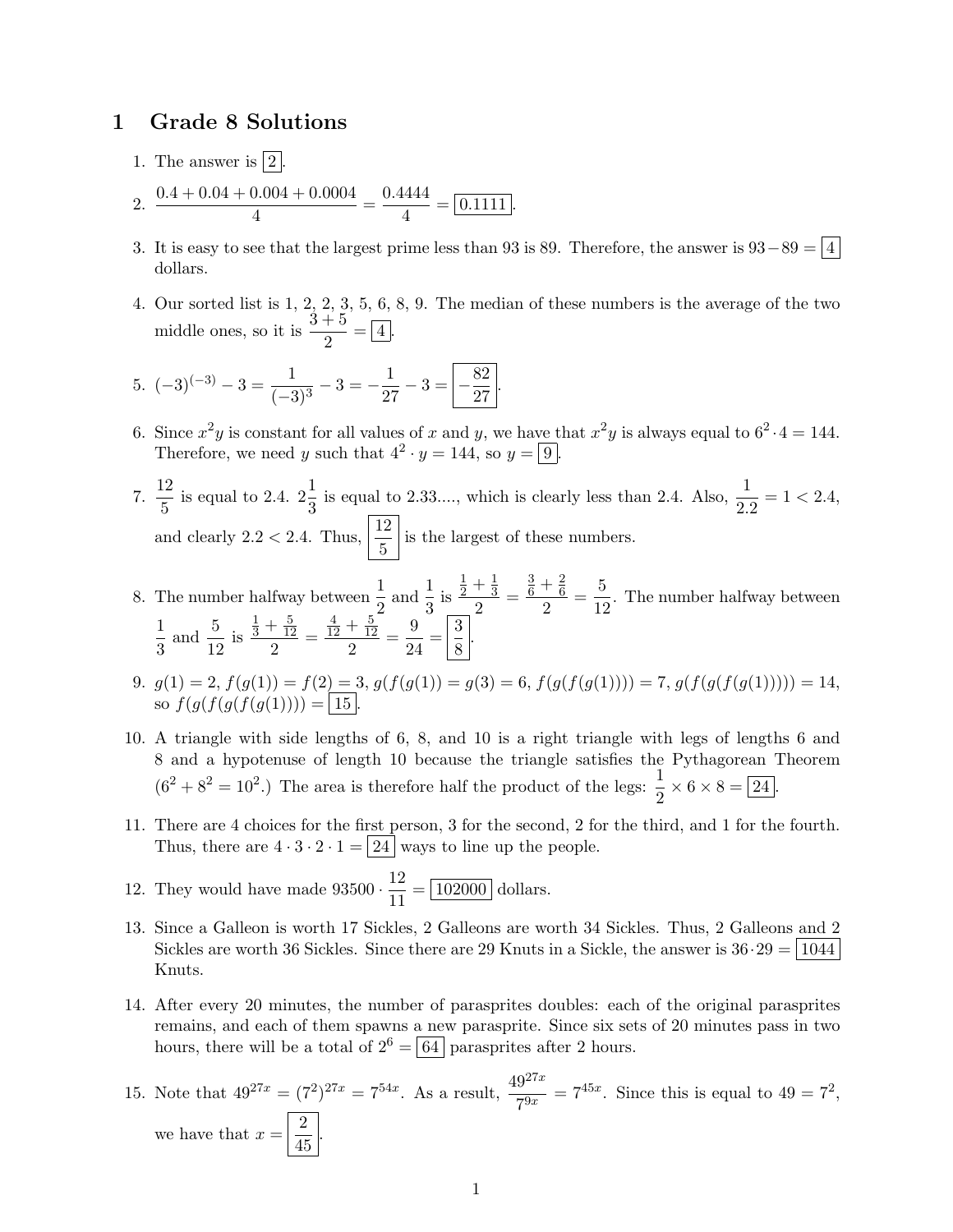# 1 Grade 8 Solutions

1. The answer is $\boxed{2}$.

2. $\dfrac{0.4 + 0.04 + 0.004 + 0.0004}{4} = \dfrac{0.4444}{4} = \boxed{0.1111}$.

3. It is easy to see that the largest prime less than 93 is 89. Therefore, the answer is $93 - 89 = \boxed{4}$ dollars.

4. Our sorted list is 1, 2, 2, 3, 5, 6, 8, 9. The median of these numbers is the average of the two middle ones, so it is $\dfrac{3+5}{2} = \boxed{4}$.

5. $(-3)^{(-3)} - 3 = \dfrac{1}{(-3)^3} - 3 = -\dfrac{1}{27} - 3 = \boxed{-\dfrac{82}{27}}$.

6. Since $x^2y$ is constant for all values of $x$ and $y$, we have that $x^2y$ is always equal to $6^2 \cdot 4 = 144$. Therefore, we need $y$ such that $4^2 \cdot y = 144$, so $y = \boxed{9}$.

7. $\dfrac{12}{5}$ is equal to 2.4. $2\dfrac{1}{3}$ is equal to 2.33...., which is clearly less than 2.4. Also, $\dfrac{1}{2.2} = 1 < 2.4$, and clearly $2.2 < 2.4$. Thus, $\boxed{\dfrac{12}{5}}$ is the largest of these numbers.

8. The number halfway between $\dfrac{1}{2}$ and $\dfrac{1}{3}$ is $\dfrac{\frac{1}{2}+\frac{1}{3}}{2} = \dfrac{\frac{3}{6}+\frac{2}{6}}{2} = \dfrac{5}{12}$. The number halfway between $\dfrac{1}{3}$ and $\dfrac{5}{12}$ is $\dfrac{\frac{1}{3}+\frac{5}{12}}{2} = \dfrac{\frac{4}{12}+\frac{5}{12}}{2} = \dfrac{9}{24} = \boxed{\dfrac{3}{8}}$.

9. $g(1) = 2$, $f(g(1)) = f(2) = 3$, $g(f(g(1)) = g(3) = 6$, $f(g(f(g(1)))) = 7$, $g(f(g(f(g(1))))) = 14$, so $f(g(f(g(f(g(1)))) = \boxed{15}$.

10. A triangle with side lengths of 6, 8, and 10 is a right triangle with legs of lengths 6 and 8 and a hypotenuse of length 10 because the triangle satisfies the Pythagorean Theorem ($6^2 + 8^2 = 10^2$.) The area is therefore half the product of the legs: $\dfrac{1}{2} \times 6 \times 8 = \boxed{24}$.

11. There are 4 choices for the first person, 3 for the second, 2 for the third, and 1 for the fourth. Thus, there are $4 \cdot 3 \cdot 2 \cdot 1 = \boxed{24}$ ways to line up the people.

12. They would have made $93500 \cdot \dfrac{12}{11} = \boxed{102000}$ dollars.

13. Since a Galleon is worth 17 Sickles, 2 Galleons are worth 34 Sickles. Thus, 2 Galleons and 2 Sickles are worth 36 Sickles. Since there are 29 Knuts in a Sickle, the answer is $36 \cdot 29 = \boxed{1044}$ Knuts.

14. After every 20 minutes, the number of parasprites doubles: each of the original parasprites remains, and each of them spawns a new parasprite. Since six sets of 20 minutes pass in two hours, there will be a total of $2^6 = \boxed{64}$ parasprites after 2 hours.

15. Note that $49^{27x} = (7^2)^{27x} = 7^{54x}$. As a result, $\dfrac{49^{27x}}{7^{9x}} = 7^{45x}$. Since this is equal to $49 = 7^2$, we have that $x = \boxed{\dfrac{2}{45}}$.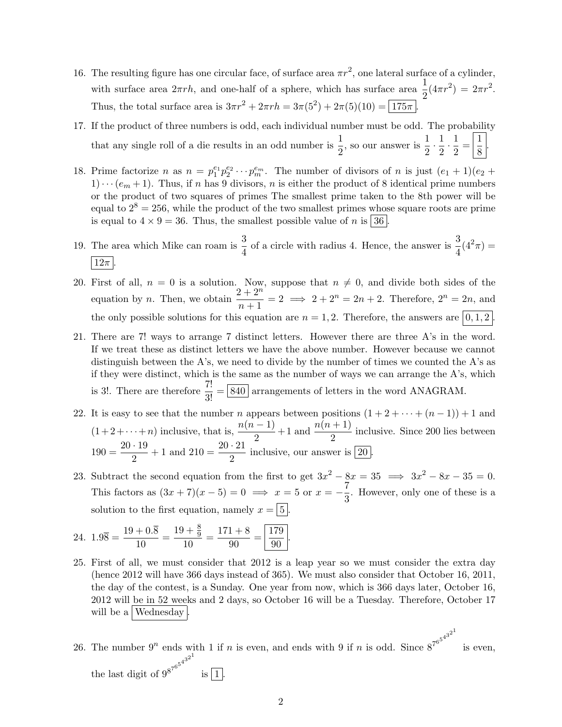16. The resulting figure has one circular face, of surface area $\pi r^2$, one lateral surface of a cylinder, with surface area $2\pi rh$, and one-half of a sphere, which has surface area $\frac{1}{2}(4\pi r^2) = 2\pi r^2$. Thus, the total surface area is $3\pi r^2 + 2\pi rh = 3\pi(5^2) + 2\pi(5)(10) = \boxed{175\pi}$.

17. If the product of three numbers is odd, each individual number must be odd. The probability that any single roll of a die results in an odd number is $\frac{1}{2}$, so our answer is $\frac{1}{2} \cdot \frac{1}{2} \cdot \frac{1}{2} = \boxed{\frac{1}{8}}$.

18. Prime factorize $n$ as $n = p_1^{e_1} p_2^{e_2} \cdots p_m^{e_m}$. The number of divisors of $n$ is just $(e_1+1)(e_2+1)\cdots(e_m+1)$. Thus, if $n$ has 9 divisors, $n$ is either the product of 8 identical prime numbers or the product of two squares of primes The smallest prime taken to the 8th power will be equal to $2^8 = 256$, while the product of the two smallest primes whose square roots are prime is equal to $4 \times 9 = 36$. Thus, the smallest possible value of $n$ is $\boxed{36}$.

19. The area which Mike can roam is $\frac{3}{4}$ of a circle with radius 4. Hence, the answer is $\frac{3}{4}(4^2\pi) = \boxed{12\pi}$.

20. First of all, $n = 0$ is a solution. Now, suppose that $n \neq 0$, and divide both sides of the equation by $n$. Then, we obtain $\frac{2+2^n}{n+1} = 2 \implies 2 + 2^n = 2n + 2$. Therefore, $2^n = 2n$, and the only possible solutions for this equation are $n = 1, 2$. Therefore, the answers are $\boxed{0, 1, 2}$.

21. There are 7! ways to arrange 7 distinct letters. However there are three A's in the word. If we treat these as distinct letters we have the above number. However because we cannot distinguish between the A's, we need to divide by the number of times we counted the A's as if they were distinct, which is the same as the number of ways we can arrange the A's, which is 3!. There are therefore $\frac{7!}{3!} = \boxed{840}$ arrangements of letters in the word ANAGRAM.

22. It is easy to see that the number $n$ appears between positions $(1 + 2 + \cdots + (n-1)) + 1$ and $(1 + 2 + \cdots + n)$ inclusive, that is, $\frac{n(n-1)}{2} + 1$ and $\frac{n(n+1)}{2}$ inclusive. Since 200 lies between $190 = \frac{20 \cdot 19}{2} + 1$ and $210 = \frac{20 \cdot 21}{2}$ inclusive, our answer is $\boxed{20}$.

23. Subtract the second equation from the first to get $3x^2 - 8x = 35 \implies 3x^2 - 8x - 35 = 0$. This factors as $(3x+7)(x-5) = 0 \implies x = 5$ or $x = -\frac{7}{3}$. However, only one of these is a solution to the first equation, namely $x = \boxed{5}$.

24. $1.9\overline{8} = \frac{19 + 0.\overline{8}}{10} = \frac{19 + \frac{8}{9}}{10} = \frac{171 + 8}{90} = \boxed{\frac{179}{90}}$.

25. First of all, we must consider that 2012 is a leap year so we must consider the extra day (hence 2012 will have 366 days instead of 365). We must also consider that October 16, 2011, the day of the contest, is a Sunday. One year from now, which is 366 days later, October 16, 2012 will be in 52 weeks and 2 days, so October 16 will be a Tuesday. Therefore, October 17 will be a $\boxed{\text{Wednesday}}$.

26. The number $9^n$ ends with 1 if $n$ is even, and ends with 9 if $n$ is odd. Since $8^{7^{6^{5^{4^{3^{2^{1}}}}}}}$ is even, the last digit of $9^{8^{7^{6^{5^{4^{3^{2^{1}}}}}}}}$ is $\boxed{1}$.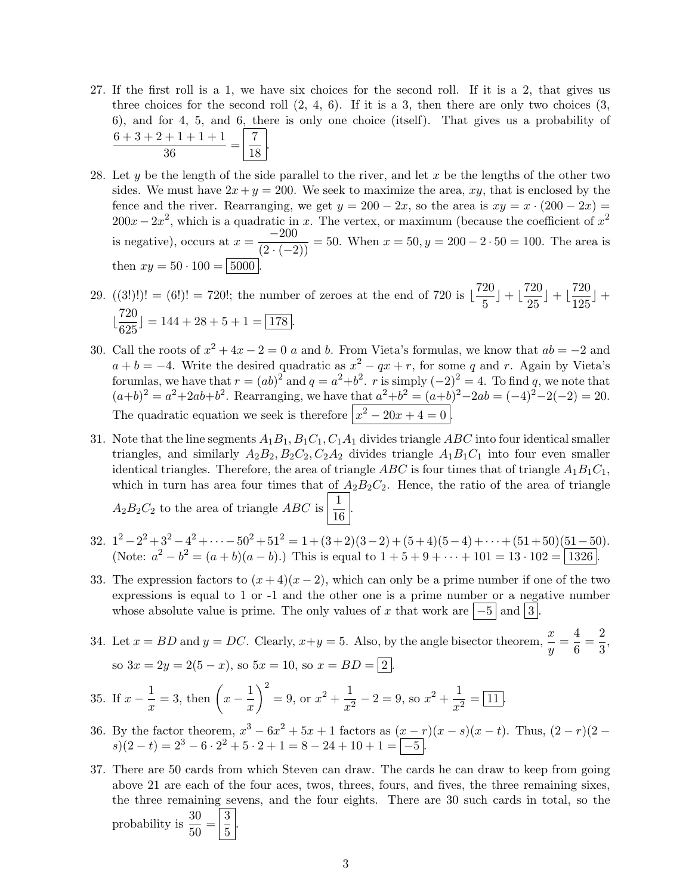27. If the first roll is a 1, we have six choices for the second roll. If it is a 2, that gives us three choices for the second roll (2, 4, 6). If it is a 3, then there are only two choices (3, 6), and for 4, 5, and 6, there is only one choice (itself). That gives us a probability of $\dfrac{6+3+2+1+1+1}{36} = \boxed{\dfrac{7}{18}}$.

28. Let $y$ be the length of the side parallel to the river, and let $x$ be the lengths of the other two sides. We must have $2x + y = 200$. We seek to maximize the area, $xy$, that is enclosed by the fence and the river. Rearranging, we get $y = 200 - 2x$, so the area is $xy = x \cdot (200 - 2x) = 200x - 2x^2$, which is a quadratic in $x$. The vertex, or maximum (because the coefficient of $x^2$ is negative), occurs at $x = \dfrac{-200}{(2 \cdot (-2))} = 50$. When $x = 50, y = 200 - 2 \cdot 50 = 100$. The area is then $xy = 50 \cdot 100 = \boxed{5000}$.

29. $((3!)!)! = (6!)! = 720!$; the number of zeroes at the end of 720 is $\lfloor \dfrac{720}{5} \rfloor + \lfloor \dfrac{720}{25} \rfloor + \lfloor \dfrac{720}{125} \rfloor + \lfloor \dfrac{720}{625} \rfloor = 144 + 28 + 5 + 1 = \boxed{178}$.

30. Call the roots of $x^2 + 4x - 2 = 0$ $a$ and $b$. From Vieta's formulas, we know that $ab = -2$ and $a + b = -4$. Write the desired quadratic as $x^2 - qx + r$, for some $q$ and $r$. Again by Vieta's forumlas, we have that $r = (ab)^2$ and $q = a^2 + b^2$. $r$ is simply $(-2)^2 = 4$. To find $q$, we note that $(a+b)^2 = a^2 + 2ab + b^2$. Rearranging, we have that $a^2 + b^2 = (a+b)^2 - 2ab = (-4)^2 - 2(-2) = 20$. The quadratic equation we seek is therefore $\boxed{x^2 - 20x + 4 = 0}$.

31. Note that the line segments $A_1B_1, B_1C_1, C_1A_1$ divides triangle $ABC$ into four identical smaller triangles, and similarly $A_2B_2, B_2C_2, C_2A_2$ divides triangle $A_1B_1C_1$ into four even smaller identical triangles. Therefore, the area of triangle $ABC$ is four times that of triangle $A_1B_1C_1$, which in turn has area four times that of $A_2B_2C_2$. Hence, the ratio of the area of triangle $A_2B_2C_2$ to the area of triangle $ABC$ is $\boxed{\dfrac{1}{16}}$.

32. $1^2 - 2^2 + 3^2 - 4^2 + \cdots - 50^2 + 51^2 = 1 + (3+2)(3-2) + (5+4)(5-4) + \cdots + (51+50)(51-50)$. (Note: $a^2 - b^2 = (a+b)(a-b)$.) This is equal to $1 + 5 + 9 + \cdots + 101 = 13 \cdot 102 = \boxed{1326}$.

33. The expression factors to $(x+4)(x-2)$, which can only be a prime number if one of the two expressions is equal to 1 or -1 and the other one is a prime number or a negative number whose absolute value is prime. The only values of $x$ that work are $\boxed{-5}$ and $\boxed{3}$.

34. Let $x = BD$ and $y = DC$. Clearly, $x + y = 5$. Also, by the angle bisector theorem, $\dfrac{x}{y} = \dfrac{4}{6} = \dfrac{2}{3}$, so $3x = 2y = 2(5 - x)$, so $5x = 10$, so $x = BD = \boxed{2}$.

35. If $x - \dfrac{1}{x} = 3$, then $\left(x - \dfrac{1}{x}\right)^2 = 9$, or $x^2 + \dfrac{1}{x^2} - 2 = 9$, so $x^2 + \dfrac{1}{x^2} = \boxed{11}$.

36. By the factor theorem, $x^3 - 6x^2 + 5x + 1$ factors as $(x-r)(x-s)(x-t)$. Thus, $(2-r)(2-s)(2-t) = 2^3 - 6 \cdot 2^2 + 5 \cdot 2 + 1 = 8 - 24 + 10 + 1 = \boxed{-5}$.

37. There are 50 cards from which Steven can draw. The cards he can draw to keep from going above 21 are each of the four aces, twos, threes, fours, and fives, the three remaining sixes, the three remaining sevens, and the four eights. There are 30 such cards in total, so the probability is $\dfrac{30}{50} = \boxed{\dfrac{3}{5}}$.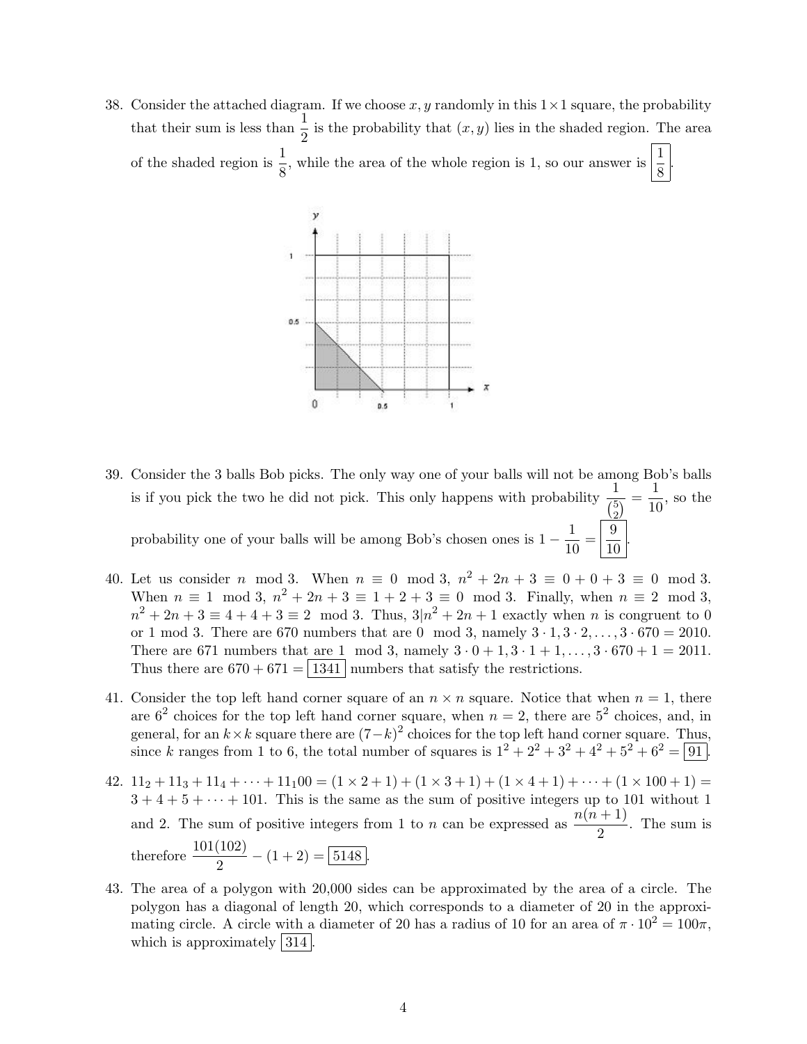38. Consider the attached diagram. If we choose $x, y$ randomly in this $1 \times 1$ square, the probability that their sum is less than $\frac{1}{2}$ is the probability that $(x, y)$ lies in the shaded region. The area of the shaded region is $\frac{1}{8}$, while the area of the whole region is 1, so our answer is $\boxed{\frac{1}{8}}$.

39. Consider the 3 balls Bob picks. The only way one of your balls will not be among Bob's balls is if you pick the two he did not pick. This only happens with probability $\frac{1}{\binom{5}{2}} = \frac{1}{10}$, so the probability one of your balls will be among Bob's chosen ones is $1 - \frac{1}{10} = \boxed{\frac{9}{10}}$.

40. Let us consider $n \mod 3$. When $n \equiv 0 \mod 3$, $n^2 + 2n + 3 \equiv 0 + 0 + 3 \equiv 0 \mod 3$. When $n \equiv 1 \mod 3$, $n^2 + 2n + 3 \equiv 1 + 2 + 3 \equiv 0 \mod 3$. Finally, when $n \equiv 2 \mod 3$, $n^2 + 2n + 3 \equiv 4 + 4 + 3 \equiv 2 \mod 3$. Thus, $3 | n^2 + 2n + 1$ exactly when $n$ is congruent to 0 or 1 mod 3. There are 670 numbers that are $0 \mod 3$, namely $3 \cdot 1, 3 \cdot 2, \ldots, 3 \cdot 670 = 2010$. There are 671 numbers that are $1 \mod 3$, namely $3 \cdot 0 + 1, 3 \cdot 1 + 1, \ldots, 3 \cdot 670 + 1 = 2011$. Thus there are $670 + 671 = \boxed{1341}$ numbers that satisfy the restrictions.

41. Consider the top left hand corner square of an $n \times n$ square. Notice that when $n = 1$, there are $6^2$ choices for the top left hand corner square, when $n = 2$, there are $5^2$ choices, and, in general, for an $k \times k$ square there are $(7-k)^2$ choices for the top left hand corner square. Thus, since $k$ ranges from 1 to 6, the total number of squares is $1^2 + 2^2 + 3^2 + 4^2 + 5^2 + 6^2 = \boxed{91}$.

42. $11_2 + 11_3 + 11_4 + \cdots + 11_100 = (1 \times 2 + 1) + (1 \times 3 + 1) + (1 \times 4 + 1) + \cdots + (1 \times 100 + 1) = 3 + 4 + 5 + \cdots + 101$. This is the same as the sum of positive integers up to 101 without 1 and 2. The sum of positive integers from 1 to $n$ can be expressed as $\frac{n(n+1)}{2}$. The sum is therefore $\frac{101(102)}{2} - (1 + 2) = \boxed{5148}$.

43. The area of a polygon with 20,000 sides can be approximated by the area of a circle. The polygon has a diagonal of length 20, which corresponds to a diameter of 20 in the approximating circle. A circle with a diameter of 20 has a radius of 10 for an area of $\pi \cdot 10^2 = 100\pi$, which is approximately $\boxed{314}$.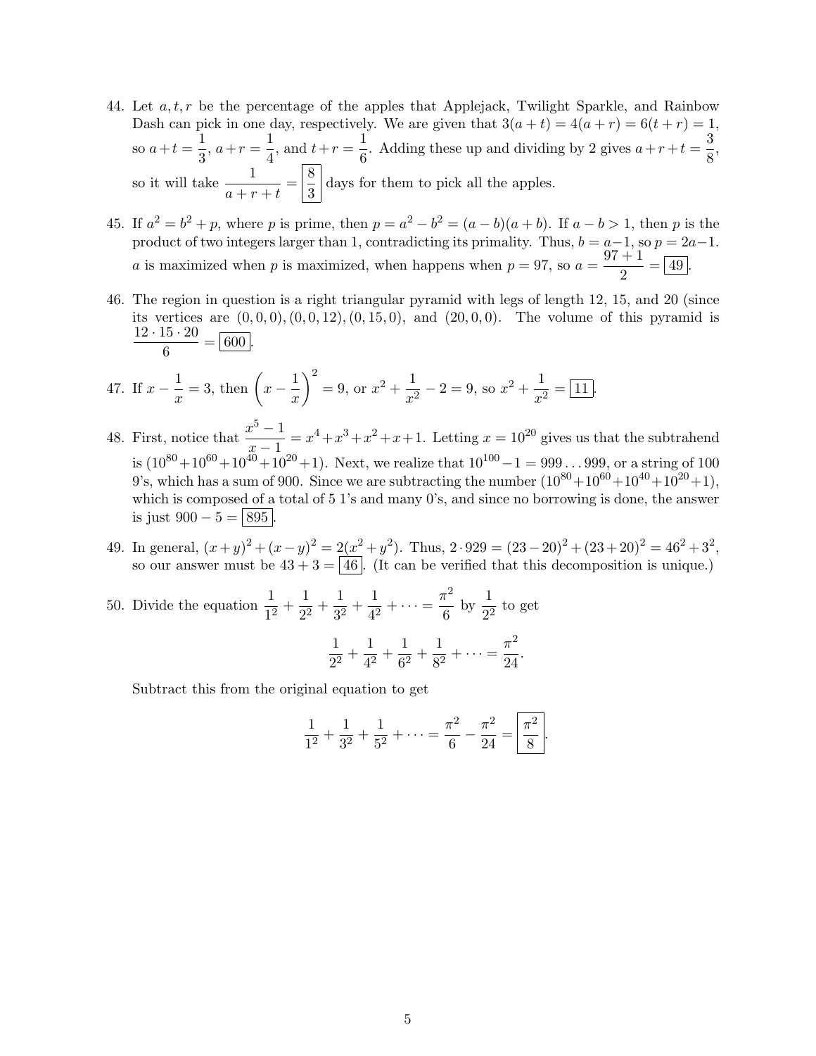44. Let $a, t, r$ be the percentage of the apples that Applejack, Twilight Sparkle, and Rainbow Dash can pick in one day, respectively. We are given that $3(a+t) = 4(a+r) = 6(t+r) = 1$, so $a+t = \frac{1}{3}$, $a+r = \frac{1}{4}$, and $t+r = \frac{1}{6}$. Adding these up and dividing by 2 gives $a+r+t = \frac{3}{8}$, so it will take $\frac{1}{a+r+t} = \boxed{\frac{8}{3}}$ days for them to pick all the apples.

45. If $a^2 = b^2 + p$, where $p$ is prime, then $p = a^2 - b^2 = (a-b)(a+b)$. If $a - b > 1$, then $p$ is the product of two integers larger than 1, contradicting its primality. Thus, $b = a-1$, so $p = 2a-1$. $a$ is maximized when $p$ is maximized, when happens when $p = 97$, so $a = \frac{97+1}{2} = \boxed{49}$.

46. The region in question is a right triangular pyramid with legs of length 12, 15, and 20 (since its vertices are $(0,0,0), (0,0,12), (0,15,0)$, and $(20,0,0)$. The volume of this pyramid is $\frac{12 \cdot 15 \cdot 20}{6} = \boxed{600}$.

47. If $x - \frac{1}{x} = 3$, then $\left(x - \frac{1}{x}\right)^2 = 9$, or $x^2 + \frac{1}{x^2} - 2 = 9$, so $x^2 + \frac{1}{x^2} = \boxed{11}$.

48. First, notice that $\frac{x^5-1}{x-1} = x^4 + x^3 + x^2 + x + 1$. Letting $x = 10^{20}$ gives us that the subtrahend is $(10^{80} + 10^{60} + 10^{40} + 10^{20} + 1)$. Next, we realize that $10^{100} - 1 = 999\ldots999$, or a string of 100 9's, which has a sum of 900. Since we are subtracting the number $(10^{80} + 10^{60} + 10^{40} + 10^{20} + 1)$, which is composed of a total of 5 1's and many 0's, and since no borrowing is done, the answer is just $900 - 5 = \boxed{895}$.

49. In general, $(x+y)^2 + (x-y)^2 = 2(x^2+y^2)$. Thus, $2 \cdot 929 = (23-20)^2 + (23+20)^2 = 46^2 + 3^2$, so our answer must be $43 + 3 = \boxed{46}$. (It can be verified that this decomposition is unique.)

50. Divide the equation $\frac{1}{1^2} + \frac{1}{2^2} + \frac{1}{3^2} + \frac{1}{4^2} + \cdots = \frac{\pi^2}{6}$ by $\frac{1}{2^2}$ to get

$$\frac{1}{2^2} + \frac{1}{4^2} + \frac{1}{6^2} + \frac{1}{8^2} + \cdots = \frac{\pi^2}{24}.$$

Subtract this from the original equation to get

$$\frac{1}{1^2} + \frac{1}{3^2} + \frac{1}{5^2} + \cdots = \frac{\pi^2}{6} - \frac{\pi^2}{24} = \boxed{\frac{\pi^2}{8}}.$$